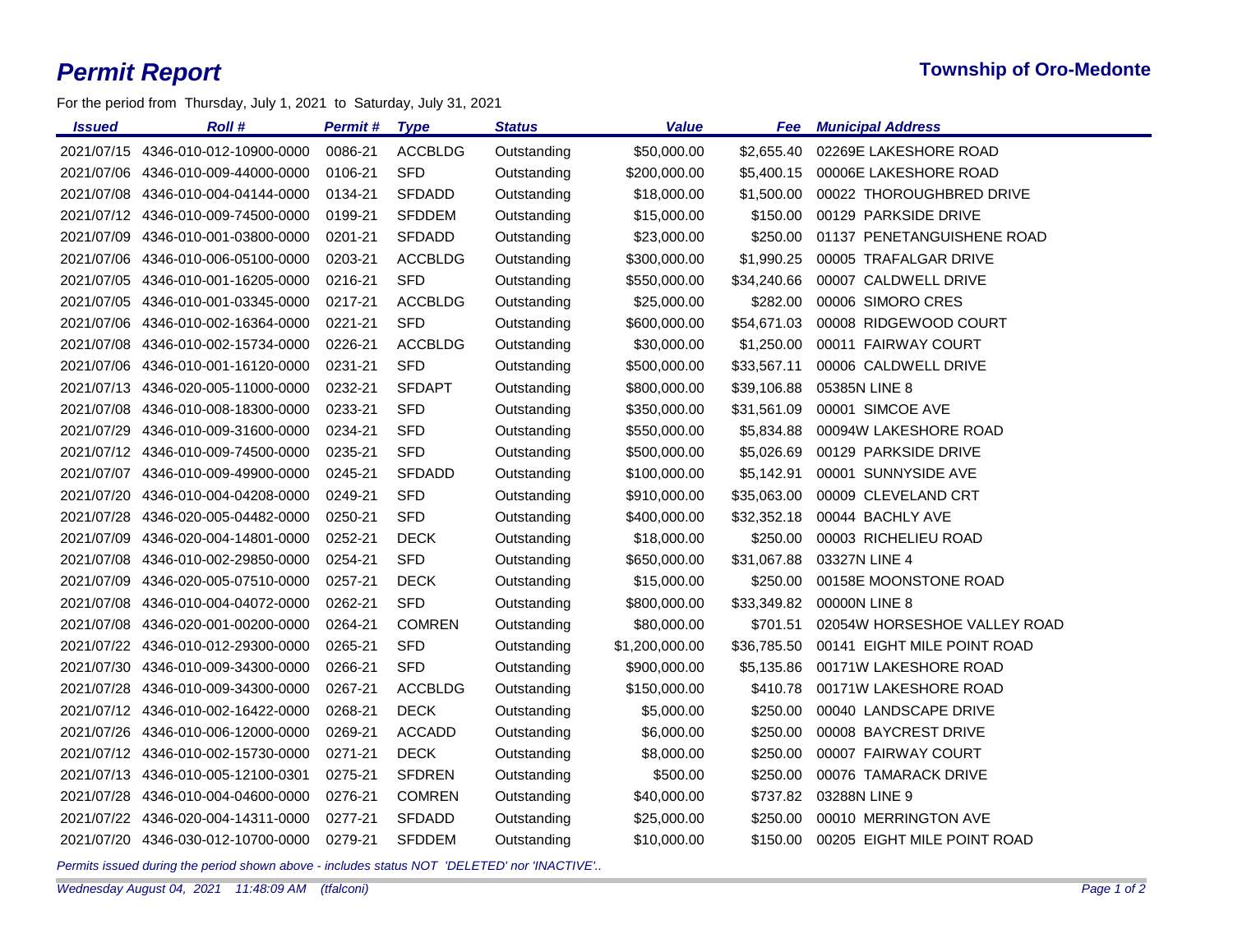# *Permit Report*

**Township of Oro-Medonte**

For the period from Thursday, July 1, 2021 to Saturday, July 31, 2021

| *Issued* | *Roll #* | *Permit #* | *Type* | *Status* | *Value* | *Fee* | *Municipal Address* |
|---|---|---|---|---|---|---|---|
| 2021/07/15 | 4346-010-012-10900-0000 | 0086-21 | ACCBLDG | Outstanding | $50,000.00 | $2,655.40 | 02269E LAKESHORE ROAD |
| 2021/07/06 | 4346-010-009-44000-0000 | 0106-21 | SFD | Outstanding | $200,000.00 | $5,400.15 | 00006E LAKESHORE ROAD |
| 2021/07/08 | 4346-010-004-04144-0000 | 0134-21 | SFDADD | Outstanding | $18,000.00 | $1,500.00 | 00022 THOROUGHBRED DRIVE |
| 2021/07/12 | 4346-010-009-74500-0000 | 0199-21 | SFDDEM | Outstanding | $15,000.00 | $150.00 | 00129 PARKSIDE DRIVE |
| 2021/07/09 | 4346-010-001-03800-0000 | 0201-21 | SFDADD | Outstanding | $23,000.00 | $250.00 | 01137 PENETANGUISHENE ROAD |
| 2021/07/06 | 4346-010-006-05100-0000 | 0203-21 | ACCBLDG | Outstanding | $300,000.00 | $1,990.25 | 00005 TRAFALGAR DRIVE |
| 2021/07/05 | 4346-010-001-16205-0000 | 0216-21 | SFD | Outstanding | $550,000.00 | $34,240.66 | 00007 CALDWELL DRIVE |
| 2021/07/05 | 4346-010-001-03345-0000 | 0217-21 | ACCBLDG | Outstanding | $25,000.00 | $282.00 | 00006 SIMORO CRES |
| 2021/07/06 | 4346-010-002-16364-0000 | 0221-21 | SFD | Outstanding | $600,000.00 | $54,671.03 | 00008 RIDGEWOOD COURT |
| 2021/07/08 | 4346-010-002-15734-0000 | 0226-21 | ACCBLDG | Outstanding | $30,000.00 | $1,250.00 | 00011 FAIRWAY COURT |
| 2021/07/06 | 4346-010-001-16120-0000 | 0231-21 | SFD | Outstanding | $500,000.00 | $33,567.11 | 00006 CALDWELL DRIVE |
| 2021/07/13 | 4346-020-005-11000-0000 | 0232-21 | SFDAPT | Outstanding | $800,000.00 | $39,106.88 | 05385N LINE 8 |
| 2021/07/08 | 4346-010-008-18300-0000 | 0233-21 | SFD | Outstanding | $350,000.00 | $31,561.09 | 00001 SIMCOE AVE |
| 2021/07/29 | 4346-010-009-31600-0000 | 0234-21 | SFD | Outstanding | $550,000.00 | $5,834.88 | 00094W LAKESHORE ROAD |
| 2021/07/12 | 4346-010-009-74500-0000 | 0235-21 | SFD | Outstanding | $500,000.00 | $5,026.69 | 00129 PARKSIDE DRIVE |
| 2021/07/07 | 4346-010-009-49900-0000 | 0245-21 | SFDADD | Outstanding | $100,000.00 | $5,142.91 | 00001 SUNNYSIDE AVE |
| 2021/07/20 | 4346-010-004-04208-0000 | 0249-21 | SFD | Outstanding | $910,000.00 | $35,063.00 | 00009 CLEVELAND CRT |
| 2021/07/28 | 4346-020-005-04482-0000 | 0250-21 | SFD | Outstanding | $400,000.00 | $32,352.18 | 00044 BACHLY AVE |
| 2021/07/09 | 4346-020-004-14801-0000 | 0252-21 | DECK | Outstanding | $18,000.00 | $250.00 | 00003 RICHELIEU ROAD |
| 2021/07/08 | 4346-010-002-29850-0000 | 0254-21 | SFD | Outstanding | $650,000.00 | $31,067.88 | 03327N LINE 4 |
| 2021/07/09 | 4346-020-005-07510-0000 | 0257-21 | DECK | Outstanding | $15,000.00 | $250.00 | 00158E MOONSTONE ROAD |
| 2021/07/08 | 4346-010-004-04072-0000 | 0262-21 | SFD | Outstanding | $800,000.00 | $33,349.82 | 00000N LINE 8 |
| 2021/07/08 | 4346-020-001-00200-0000 | 0264-21 | COMREN | Outstanding | $80,000.00 | $701.51 | 02054W HORSESHOE VALLEY ROAD |
| 2021/07/22 | 4346-010-012-29300-0000 | 0265-21 | SFD | Outstanding | $1,200,000.00 | $36,785.50 | 00141 EIGHT MILE POINT ROAD |
| 2021/07/30 | 4346-010-009-34300-0000 | 0266-21 | SFD | Outstanding | $900,000.00 | $5,135.86 | 00171W LAKESHORE ROAD |
| 2021/07/28 | 4346-010-009-34300-0000 | 0267-21 | ACCBLDG | Outstanding | $150,000.00 | $410.78 | 00171W LAKESHORE ROAD |
| 2021/07/12 | 4346-010-002-16422-0000 | 0268-21 | DECK | Outstanding | $5,000.00 | $250.00 | 00040 LANDSCAPE DRIVE |
| 2021/07/26 | 4346-010-006-12000-0000 | 0269-21 | ACCADD | Outstanding | $6,000.00 | $250.00 | 00008 BAYCREST DRIVE |
| 2021/07/12 | 4346-010-002-15730-0000 | 0271-21 | DECK | Outstanding | $8,000.00 | $250.00 | 00007 FAIRWAY COURT |
| 2021/07/13 | 4346-010-005-12100-0301 | 0275-21 | SFDREN | Outstanding | $500.00 | $250.00 | 00076 TAMARACK DRIVE |
| 2021/07/28 | 4346-010-004-04600-0000 | 0276-21 | COMREN | Outstanding | $40,000.00 | $737.82 | 03288N LINE 9 |
| 2021/07/22 | 4346-020-004-14311-0000 | 0277-21 | SFDADD | Outstanding | $25,000.00 | $250.00 | 00010 MERRINGTON AVE |
| 2021/07/20 | 4346-030-012-10700-0000 | 0279-21 | SFDDEM | Outstanding | $10,000.00 | $150.00 | 00205 EIGHT MILE POINT ROAD |

*Permits issued during the period shown above - includes status NOT 'DELETED' nor 'INACTIVE'..*

*Wednesday August 04, 2021 11:48:09 AM (tfalconi)*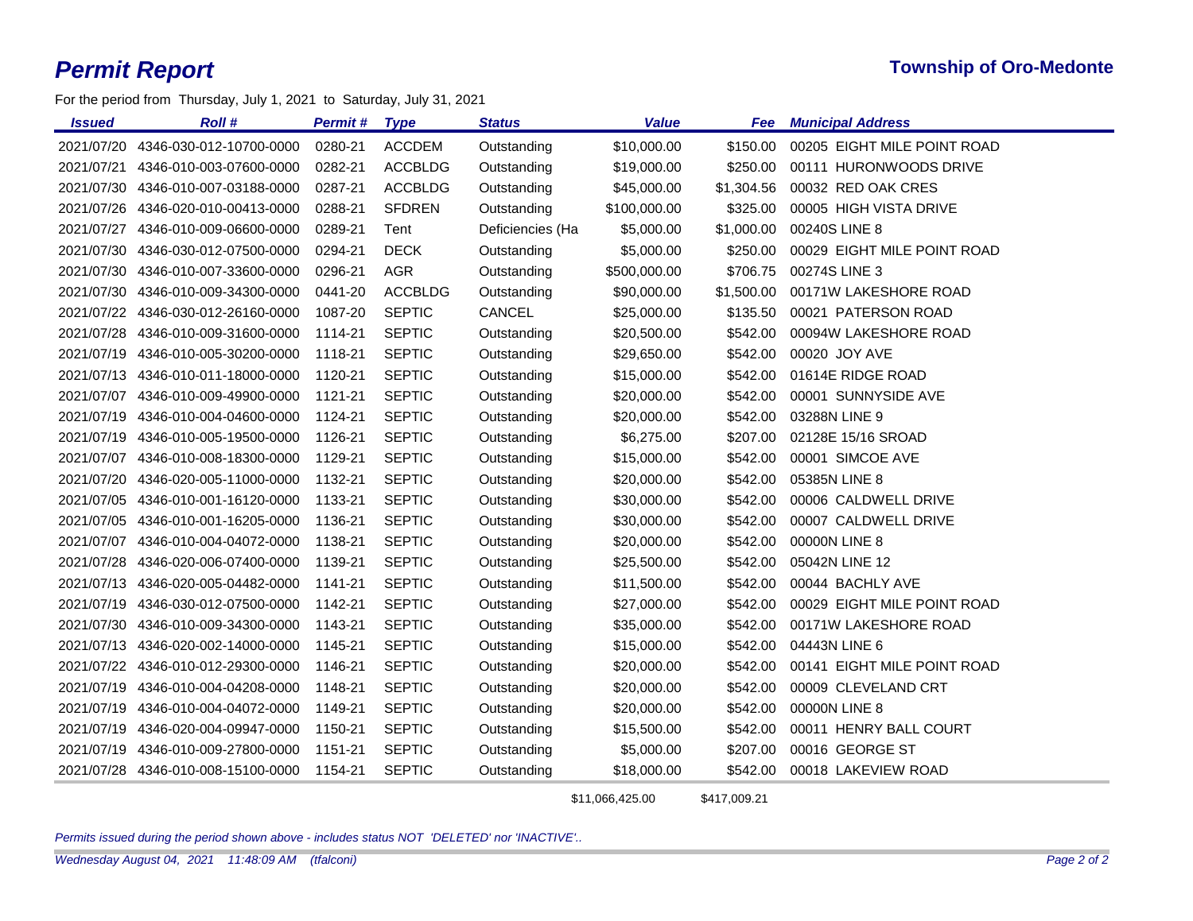# Permit Report

## Township of Oro-Medonte

For the period from Thursday, July 1, 2021 to Saturday, July 31, 2021

| Issued | Roll # | Permit # | Type | Status | Value | Fee | Municipal Address |
|---|---|---|---|---|---|---|---|
| 2021/07/20 | 4346-030-012-10700-0000 | 0280-21 | ACCDEM | Outstanding | $10,000.00 | $150.00 | 00205 EIGHT MILE POINT ROAD |
| 2021/07/21 | 4346-010-003-07600-0000 | 0282-21 | ACCBLDG | Outstanding | $19,000.00 | $250.00 | 00111 HURONWOODS DRIVE |
| 2021/07/30 | 4346-010-007-03188-0000 | 0287-21 | ACCBLDG | Outstanding | $45,000.00 | $1,304.56 | 00032 RED OAK CRES |
| 2021/07/26 | 4346-020-010-00413-0000 | 0288-21 | SFDREN | Outstanding | $100,000.00 | $325.00 | 00005 HIGH VISTA DRIVE |
| 2021/07/27 | 4346-010-009-06600-0000 | 0289-21 | Tent | Deficiencies (Ha | $5,000.00 | $1,000.00 | 00240S LINE 8 |
| 2021/07/30 | 4346-030-012-07500-0000 | 0294-21 | DECK | Outstanding | $5,000.00 | $250.00 | 00029 EIGHT MILE POINT ROAD |
| 2021/07/30 | 4346-010-007-33600-0000 | 0296-21 | AGR | Outstanding | $500,000.00 | $706.75 | 00274S LINE 3 |
| 2021/07/30 | 4346-010-009-34300-0000 | 0441-20 | ACCBLDG | Outstanding | $90,000.00 | $1,500.00 | 00171W LAKESHORE ROAD |
| 2021/07/22 | 4346-030-012-26160-0000 | 1087-20 | SEPTIC | CANCEL | $25,000.00 | $135.50 | 00021 PATERSON ROAD |
| 2021/07/28 | 4346-010-009-31600-0000 | 1114-21 | SEPTIC | Outstanding | $20,500.00 | $542.00 | 00094W LAKESHORE ROAD |
| 2021/07/19 | 4346-010-005-30200-0000 | 1118-21 | SEPTIC | Outstanding | $29,650.00 | $542.00 | 00020 JOY AVE |
| 2021/07/13 | 4346-010-011-18000-0000 | 1120-21 | SEPTIC | Outstanding | $15,000.00 | $542.00 | 01614E RIDGE ROAD |
| 2021/07/07 | 4346-010-009-49900-0000 | 1121-21 | SEPTIC | Outstanding | $20,000.00 | $542.00 | 00001 SUNNYSIDE AVE |
| 2021/07/19 | 4346-010-004-04600-0000 | 1124-21 | SEPTIC | Outstanding | $20,000.00 | $542.00 | 03288N LINE 9 |
| 2021/07/19 | 4346-010-005-19500-0000 | 1126-21 | SEPTIC | Outstanding | $6,275.00 | $207.00 | 02128E 15/16 SROAD |
| 2021/07/07 | 4346-010-008-18300-0000 | 1129-21 | SEPTIC | Outstanding | $15,000.00 | $542.00 | 00001 SIMCOE AVE |
| 2021/07/20 | 4346-020-005-11000-0000 | 1132-21 | SEPTIC | Outstanding | $20,000.00 | $542.00 | 05385N LINE 8 |
| 2021/07/05 | 4346-010-001-16120-0000 | 1133-21 | SEPTIC | Outstanding | $30,000.00 | $542.00 | 00006 CALDWELL DRIVE |
| 2021/07/05 | 4346-010-001-16205-0000 | 1136-21 | SEPTIC | Outstanding | $30,000.00 | $542.00 | 00007 CALDWELL DRIVE |
| 2021/07/07 | 4346-010-004-04072-0000 | 1138-21 | SEPTIC | Outstanding | $20,000.00 | $542.00 | 00000N LINE 8 |
| 2021/07/28 | 4346-020-006-07400-0000 | 1139-21 | SEPTIC | Outstanding | $25,500.00 | $542.00 | 05042N LINE 12 |
| 2021/07/13 | 4346-020-005-04482-0000 | 1141-21 | SEPTIC | Outstanding | $11,500.00 | $542.00 | 00044 BACHLY AVE |
| 2021/07/19 | 4346-030-012-07500-0000 | 1142-21 | SEPTIC | Outstanding | $27,000.00 | $542.00 | 00029 EIGHT MILE POINT ROAD |
| 2021/07/30 | 4346-010-009-34300-0000 | 1143-21 | SEPTIC | Outstanding | $35,000.00 | $542.00 | 00171W LAKESHORE ROAD |
| 2021/07/13 | 4346-020-002-14000-0000 | 1145-21 | SEPTIC | Outstanding | $15,000.00 | $542.00 | 04443N LINE 6 |
| 2021/07/22 | 4346-010-012-29300-0000 | 1146-21 | SEPTIC | Outstanding | $20,000.00 | $542.00 | 00141 EIGHT MILE POINT ROAD |
| 2021/07/19 | 4346-010-004-04208-0000 | 1148-21 | SEPTIC | Outstanding | $20,000.00 | $542.00 | 00009 CLEVELAND CRT |
| 2021/07/19 | 4346-010-004-04072-0000 | 1149-21 | SEPTIC | Outstanding | $20,000.00 | $542.00 | 00000N LINE 8 |
| 2021/07/19 | 4346-020-004-09947-0000 | 1150-21 | SEPTIC | Outstanding | $15,500.00 | $542.00 | 00011 HENRY BALL COURT |
| 2021/07/19 | 4346-010-009-27800-0000 | 1151-21 | SEPTIC | Outstanding | $5,000.00 | $207.00 | 00016 GEORGE ST |
| 2021/07/28 | 4346-010-008-15100-0000 | 1154-21 | SEPTIC | Outstanding | $18,000.00 | $542.00 | 00018 LAKEVIEW ROAD |
| | | | | | $11,066,425.00 | $417,009.21 | |

*Permits issued during the period shown above - includes status NOT 'DELETED' nor 'INACTIVE'..*

*Wednesday August 04, 2021 11:48:09 AM (tfalconi)*